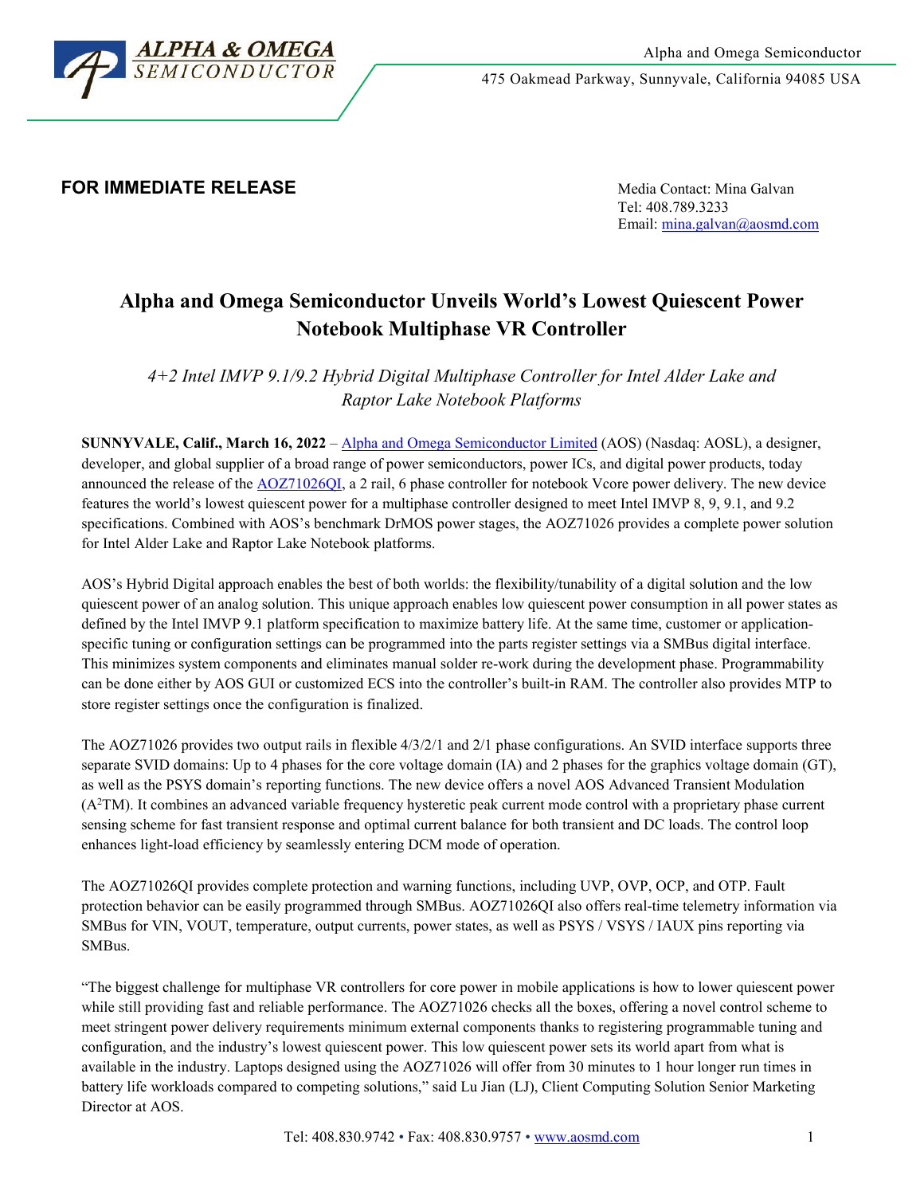Alpha and Omega Semiconductor

475 Oakmead Parkway, Sunnyvale, California 94085 USA

**FOR IMMEDIATE RELEASE**

Media Contact: Mina Galvan
Tel: 408.789.3233
Email: mina.galvan@aosmd.com

# Alpha and Omega Semiconductor Unveils World's Lowest Quiescent Power Notebook Multiphase VR Controller

*4+2 Intel IMVP 9.1/9.2 Hybrid Digital Multiphase Controller for Intel Alder Lake and Raptor Lake Notebook Platforms*

**SUNNYVALE, Calif., March 16, 2022** – Alpha and Omega Semiconductor Limited (AOS) (Nasdaq: AOSL), a designer, developer, and global supplier of a broad range of power semiconductors, power ICs, and digital power products, today announced the release of the AOZ71026QI, a 2 rail, 6 phase controller for notebook Vcore power delivery. The new device features the world's lowest quiescent power for a multiphase controller designed to meet Intel IMVP 8, 9, 9.1, and 9.2 specifications. Combined with AOS's benchmark DrMOS power stages, the AOZ71026 provides a complete power solution for Intel Alder Lake and Raptor Lake Notebook platforms.

AOS's Hybrid Digital approach enables the best of both worlds: the flexibility/tunability of a digital solution and the low quiescent power of an analog solution. This unique approach enables low quiescent power consumption in all power states as defined by the Intel IMVP 9.1 platform specification to maximize battery life. At the same time, customer or application-specific tuning or configuration settings can be programmed into the parts register settings via a SMBus digital interface. This minimizes system components and eliminates manual solder re-work during the development phase. Programmability can be done either by AOS GUI or customized ECS into the controller's built-in RAM. The controller also provides MTP to store register settings once the configuration is finalized.

The AOZ71026 provides two output rails in flexible 4/3/2/1 and 2/1 phase configurations. An SVID interface supports three separate SVID domains: Up to 4 phases for the core voltage domain (IA) and 2 phases for the graphics voltage domain (GT), as well as the PSYS domain's reporting functions. The new device offers a novel AOS Advanced Transient Modulation ($A^2$TM). It combines an advanced variable frequency hysteretic peak current mode control with a proprietary phase current sensing scheme for fast transient response and optimal current balance for both transient and DC loads. The control loop enhances light-load efficiency by seamlessly entering DCM mode of operation.

The AOZ71026QI provides complete protection and warning functions, including UVP, OVP, OCP, and OTP. Fault protection behavior can be easily programmed through SMBus. AOZ71026QI also offers real-time telemetry information via SMBus for VIN, VOUT, temperature, output currents, power states, as well as PSYS / VSYS / IAUX pins reporting via SMBus.

"The biggest challenge for multiphase VR controllers for core power in mobile applications is how to lower quiescent power while still providing fast and reliable performance. The AOZ71026 checks all the boxes, offering a novel control scheme to meet stringent power delivery requirements minimum external components thanks to registering programmable tuning and configuration, and the industry's lowest quiescent power. This low quiescent power sets its world apart from what is available in the industry. Laptops designed using the AOZ71026 will offer from 30 minutes to 1 hour longer run times in battery life workloads compared to competing solutions," said Lu Jian (LJ), Client Computing Solution Senior Marketing Director at AOS.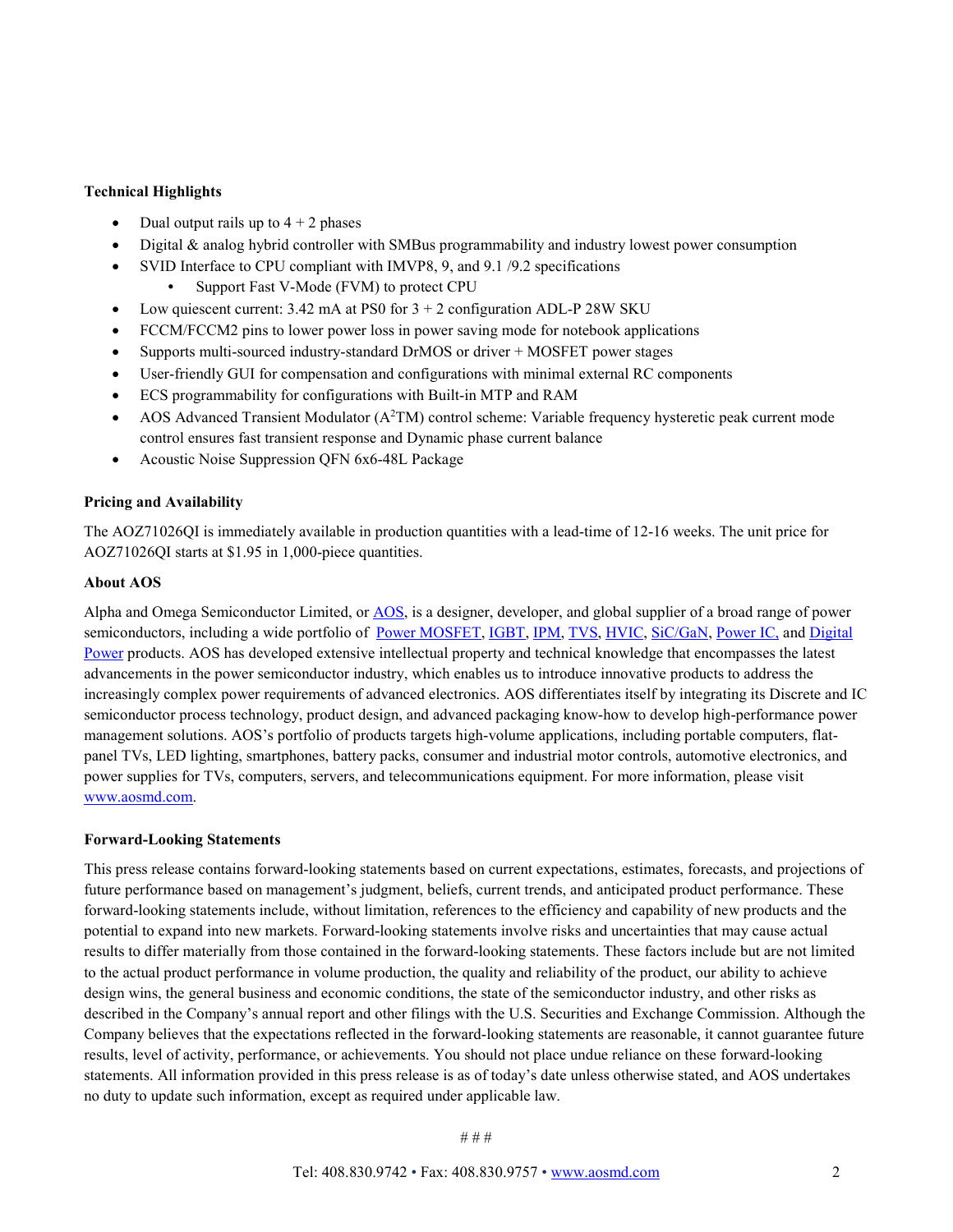**Technical Highlights**

- Dual output rails up to 4 + 2 phases
- Digital & analog hybrid controller with SMBus programmability and industry lowest power consumption
- SVID Interface to CPU compliant with IMVP8, 9, and 9.1 /9.2 specifications
  - Support Fast V-Mode (FVM) to protect CPU
- Low quiescent current: 3.42 mA at PS0 for 3 + 2 configuration ADL-P 28W SKU
- FCCM/FCCM2 pins to lower power loss in power saving mode for notebook applications
- Supports multi-sourced industry-standard DrMOS or driver + MOSFET power stages
- User-friendly GUI for compensation and configurations with minimal external RC components
- ECS programmability for configurations with Built-in MTP and RAM
- AOS Advanced Transient Modulator ($A^2$TM) control scheme: Variable frequency hysteretic peak current mode control ensures fast transient response and Dynamic phase current balance
- Acoustic Noise Suppression QFN 6x6-48L Package

**Pricing and Availability**

The AOZ71026QI is immediately available in production quantities with a lead-time of 12-16 weeks. The unit price for AOZ71026QI starts at $1.95 in 1,000-piece quantities.

**About AOS**

Alpha and Omega Semiconductor Limited, or AOS, is a designer, developer, and global supplier of a broad range of power semiconductors, including a wide portfolio of Power MOSFET, IGBT, IPM, TVS, HVIC, SiC/GaN, Power IC, and Digital Power products. AOS has developed extensive intellectual property and technical knowledge that encompasses the latest advancements in the power semiconductor industry, which enables us to introduce innovative products to address the increasingly complex power requirements of advanced electronics. AOS differentiates itself by integrating its Discrete and IC semiconductor process technology, product design, and advanced packaging know-how to develop high-performance power management solutions. AOS's portfolio of products targets high-volume applications, including portable computers, flat-panel TVs, LED lighting, smartphones, battery packs, consumer and industrial motor controls, automotive electronics, and power supplies for TVs, computers, servers, and telecommunications equipment. For more information, please visit www.aosmd.com.

**Forward-Looking Statements**

This press release contains forward-looking statements based on current expectations, estimates, forecasts, and projections of future performance based on management's judgment, beliefs, current trends, and anticipated product performance. These forward-looking statements include, without limitation, references to the efficiency and capability of new products and the potential to expand into new markets. Forward-looking statements involve risks and uncertainties that may cause actual results to differ materially from those contained in the forward-looking statements. These factors include but are not limited to the actual product performance in volume production, the quality and reliability of the product, our ability to achieve design wins, the general business and economic conditions, the state of the semiconductor industry, and other risks as described in the Company's annual report and other filings with the U.S. Securities and Exchange Commission. Although the Company believes that the expectations reflected in the forward-looking statements are reasonable, it cannot guarantee future results, level of activity, performance, or achievements. You should not place undue reliance on these forward-looking statements. All information provided in this press release is as of today's date unless otherwise stated, and AOS undertakes no duty to update such information, except as required under applicable law.

# # #

Tel: 408.830.9742 • Fax: 408.830.9757 • www.aosmd.com